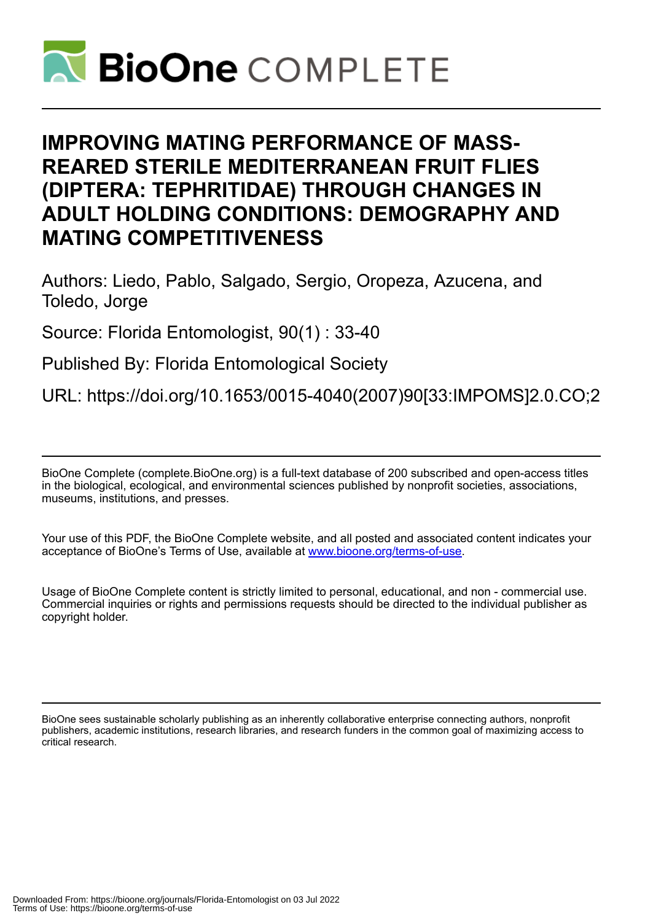# IMPROVING MATING PERFORMANCE OF MASS-REARED STERILE MEDITERRANEAN FRUIT FLIES (DIPTERA: TEPHRITIDAE) THROUGH CHANGES IN ADULT HOLDING CONDITIONS: DEMOGRAPHY AND MATING COMPETITIVENESS

Authors: Liedo, Pablo, Salgado, Sergio, Oropeza, Azucena, and Toledo, Jorge

Source: Florida Entomologist, 90(1) : 33-40

Published By: Florida Entomological Society

URL: https://doi.org/10.1653/0015-4040(2007)90[33:IMPOMS]2.0.CO;2

BioOne Complete (complete.BioOne.org) is a full-text database of 200 subscribed and open-access titles in the biological, ecological, and environmental sciences published by nonprofit societies, associations, museums, institutions, and presses.

Your use of this PDF, the BioOne Complete website, and all posted and associated content indicates your acceptance of BioOne's Terms of Use, available at www.bioone.org/terms-of-use.

Usage of BioOne Complete content is strictly limited to personal, educational, and non - commercial use. Commercial inquiries or rights and permissions requests should be directed to the individual publisher as copyright holder.

BioOne sees sustainable scholarly publishing as an inherently collaborative enterprise connecting authors, nonprofit publishers, academic institutions, research libraries, and research funders in the common goal of maximizing access to critical research.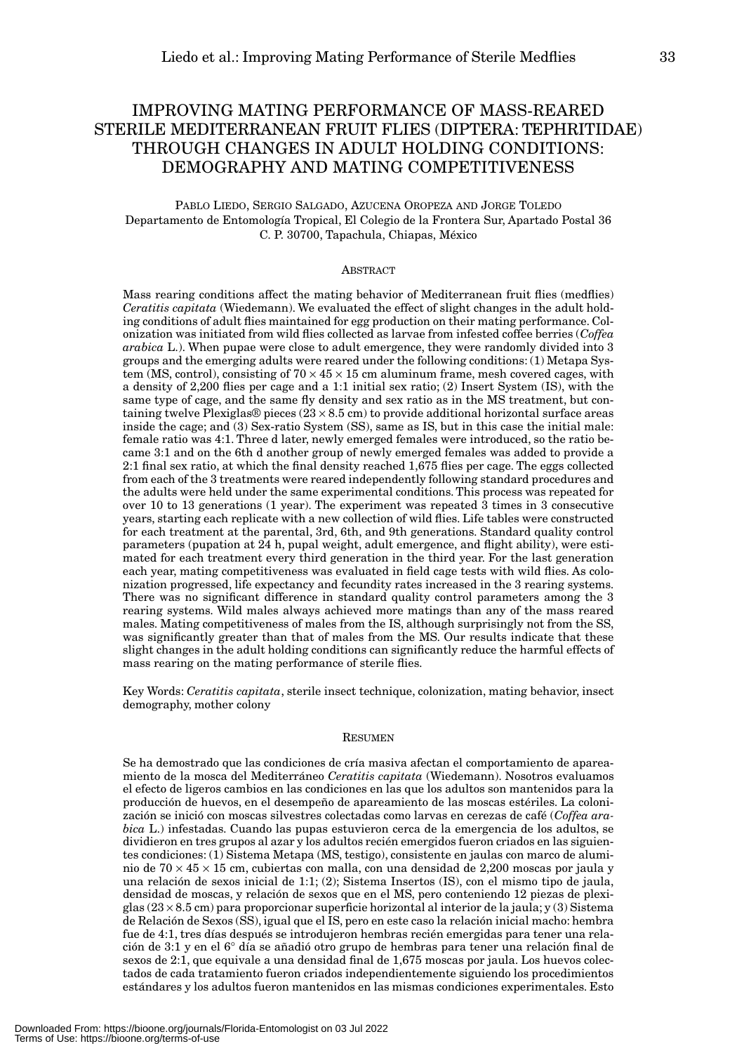# IMPROVING MATING PERFORMANCE OF MASS-REARED STERILE MEDITERRANEAN FRUIT FLIES (DIPTERA: TEPHRITIDAE) THROUGH CHANGES IN ADULT HOLDING CONDITIONS: DEMOGRAPHY AND MATING COMPETITIVENESS

PABLO LIEDO, SERGIO SALGADO, AZUCENA OROPEZA AND JORGE TOLEDO
Departamento de Entomología Tropical, El Colegio de la Frontera Sur, Apartado Postal 36
C. P. 30700, Tapachula, Chiapas, México

## ABSTRACT

Mass rearing conditions affect the mating behavior of Mediterranean fruit flies (medflies) *Ceratitis capitata* (Wiedemann). We evaluated the effect of slight changes in the adult holding conditions of adult flies maintained for egg production on their mating performance. Colonization was initiated from wild flies collected as larvae from infested coffee berries (*Coffea arabica* L.). When pupae were close to adult emergence, they were randomly divided into 3 groups and the emerging adults were reared under the following conditions: (1) Metapa System (MS, control), consisting of 70 × 45 × 15 cm aluminum frame, mesh covered cages, with a density of 2,200 flies per cage and a 1:1 initial sex ratio; (2) Insert System (IS), with the same type of cage, and the same fly density and sex ratio as in the MS treatment, but containing twelve Plexiglas® pieces (23 × 8.5 cm) to provide additional horizontal surface areas inside the cage; and (3) Sex-ratio System (SS), same as IS, but in this case the initial male: female ratio was 4:1. Three d later, newly emerged females were introduced, so the ratio became 3:1 and on the 6th d another group of newly emerged females was added to provide a 2:1 final sex ratio, at which the final density reached 1,675 flies per cage. The eggs collected from each of the 3 treatments were reared independently following standard procedures and the adults were held under the same experimental conditions. This process was repeated for over 10 to 13 generations (1 year). The experiment was repeated 3 times in 3 consecutive years, starting each replicate with a new collection of wild flies. Life tables were constructed for each treatment at the parental, 3rd, 6th, and 9th generations. Standard quality control parameters (pupation at 24 h, pupal weight, adult emergence, and flight ability), were estimated for each treatment every third generation in the third year. For the last generation each year, mating competitiveness was evaluated in field cage tests with wild flies. As colonization progressed, life expectancy and fecundity rates increased in the 3 rearing systems. There was no significant difference in standard quality control parameters among the 3 rearing systems. Wild males always achieved more matings than any of the mass reared males. Mating competitiveness of males from the IS, although surprisingly not from the SS, was significantly greater than that of males from the MS. Our results indicate that these slight changes in the adult holding conditions can significantly reduce the harmful effects of mass rearing on the mating performance of sterile flies.

Key Words: *Ceratitis capitata*, sterile insect technique, colonization, mating behavior, insect demography, mother colony

## RESUMEN

Se ha demostrado que las condiciones de cría masiva afectan el comportamiento de apareamiento de la mosca del Mediterráneo *Ceratitis capitata* (Wiedemann). Nosotros evaluamos el efecto de ligeros cambios en las condiciones en las que los adultos son mantenidos para la producción de huevos, en el desempeño de apareamiento de las moscas estériles. La colonización se inició con moscas silvestres colectadas como larvas en cerezas de café (*Coffea arabica* L.) infestadas. Cuando las pupas estuvieron cerca de la emergencia de los adultos, se dividieron en tres grupos al azar y los adultos recién emergidos fueron criados en las siguientes condiciones: (1) Sistema Metapa (MS, testigo), consistente en jaulas con marco de aluminio de 70 × 45 × 15 cm, cubiertas con malla, con una densidad de 2,200 moscas por jaula y una relación de sexos inicial de 1:1; (2); Sistema Insertos (IS), con el mismo tipo de jaula, densidad de moscas, y relación de sexos que en el MS, pero conteniendo 12 piezas de plexiglas (23 × 8.5 cm) para proporcionar superficie horizontal al interior de la jaula; y (3) Sistema de Relación de Sexos (SS), igual que el IS, pero en este caso la relación inicial macho: hembra fue de 4:1, tres días después se introdujeron hembras recién emergidas para tener una relación de 3:1 y en el 6° día se añadió otro grupo de hembras para tener una relación final de sexos de 2:1, que equivale a una densidad final de 1,675 moscas por jaula. Los huevos colectados de cada tratamiento fueron criados independientemente siguiendo los procedimientos estándares y los adultos fueron mantenidos en las mismas condiciones experimentales. Esto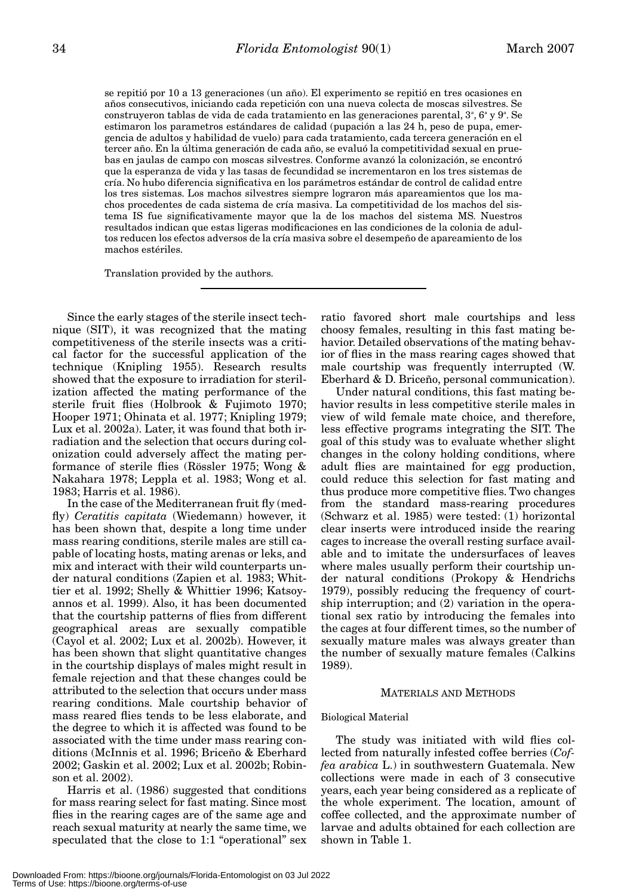se repitió por 10 a 13 generaciones (un año). El experimento se repitió en tres ocasiones en años consecutivos, iniciando cada repetición con una nueva colecta de moscas silvestres. Se construyeron tablas de vida de cada tratamiento en las generaciones parental, 3ª, 6ª y 9ª. Se estimaron los parametros estándares de calidad (pupación a las 24 h, peso de pupa, emergencia de adultos y habilidad de vuelo) para cada tratamiento, cada tercera generación en el tercer año. En la última generación de cada año, se evaluó la competitividad sexual en pruebas en jaulas de campo con moscas silvestres. Conforme avanzó la colonización, se encontró que la esperanza de vida y las tasas de fecundidad se incrementaron en los tres sistemas de cría. No hubo diferencia significativa en los parámetros estándar de control de calidad entre los tres sistemas. Los machos silvestres siempre lograron más apareamientos que los machos procedentes de cada sistema de cría masiva. La competitividad de los machos del sistema IS fue significativamente mayor que la de los machos del sistema MS. Nuestros resultados indican que estas ligeras modificaciones en las condiciones de la colonia de adultos reducen los efectos adversos de la cría masiva sobre el desempeño de apareamiento de los machos estériles.

Translation provided by the authors.

---

Since the early stages of the sterile insect technique (SIT), it was recognized that the mating competitiveness of the sterile insects was a critical factor for the successful application of the technique (Knipling 1955). Research results showed that the exposure to irradiation for sterilization affected the mating performance of the sterile fruit flies (Holbrook & Fujimoto 1970; Hooper 1971; Ohinata et al. 1977; Knipling 1979; Lux et al. 2002a). Later, it was found that both irradiation and the selection that occurs during colonization could adversely affect the mating performance of sterile flies (Rössler 1975; Wong & Nakahara 1978; Leppla et al. 1983; Wong et al. 1983; Harris et al. 1986).

In the case of the Mediterranean fruit fly (medfly) *Ceratitis capitata* (Wiedemann) however, it has been shown that, despite a long time under mass rearing conditions, sterile males are still capable of locating hosts, mating arenas or leks, and mix and interact with their wild counterparts under natural conditions (Zapien et al. 1983; Whittier et al. 1992; Shelly & Whittier 1996; Katsoyannos et al. 1999). Also, it has been documented that the courtship patterns of flies from different geographical areas are sexually compatible (Cayol et al. 2002; Lux et al. 2002b). However, it has been shown that slight quantitative changes in the courtship displays of males might result in female rejection and that these changes could be attributed to the selection that occurs under mass rearing conditions. Male courtship behavior of mass reared flies tends to be less elaborate, and the degree to which it is affected was found to be associated with the time under mass rearing conditions (McInnis et al. 1996; Briceño & Eberhard 2002; Gaskin et al. 2002; Lux et al. 2002b; Robinson et al. 2002).

Harris et al. (1986) suggested that conditions for mass rearing select for fast mating. Since most flies in the rearing cages are of the same age and reach sexual maturity at nearly the same time, we speculated that the close to 1:1 "operational" sex ratio favored short male courtships and less choosy females, resulting in this fast mating behavior. Detailed observations of the mating behavior of flies in the mass rearing cages showed that male courtship was frequently interrupted (W. Eberhard & D. Briceño, personal communication).

Under natural conditions, this fast mating behavior results in less competitive sterile males in view of wild female mate choice, and therefore, less effective programs integrating the SIT. The goal of this study was to evaluate whether slight changes in the colony holding conditions, where adult flies are maintained for egg production, could reduce this selection for fast mating and thus produce more competitive flies. Two changes from the standard mass-rearing procedures (Schwarz et al. 1985) were tested: (1) horizontal clear inserts were introduced inside the rearing cages to increase the overall resting surface available and to imitate the undersurfaces of leaves where males usually perform their courtship under natural conditions (Prokopy & Hendrichs 1979), possibly reducing the frequency of courtship interruption; and (2) variation in the operational sex ratio by introducing the females into the cages at four different times, so the number of sexually mature males was always greater than the number of sexually mature females (Calkins 1989).

## MATERIALS AND METHODS

### Biological Material

The study was initiated with wild flies collected from naturally infested coffee berries (*Coffea arabica* L.) in southwestern Guatemala. New collections were made in each of 3 consecutive years, each year being considered as a replicate of the whole experiment. The location, amount of coffee collected, and the approximate number of larvae and adults obtained for each collection are shown in Table 1.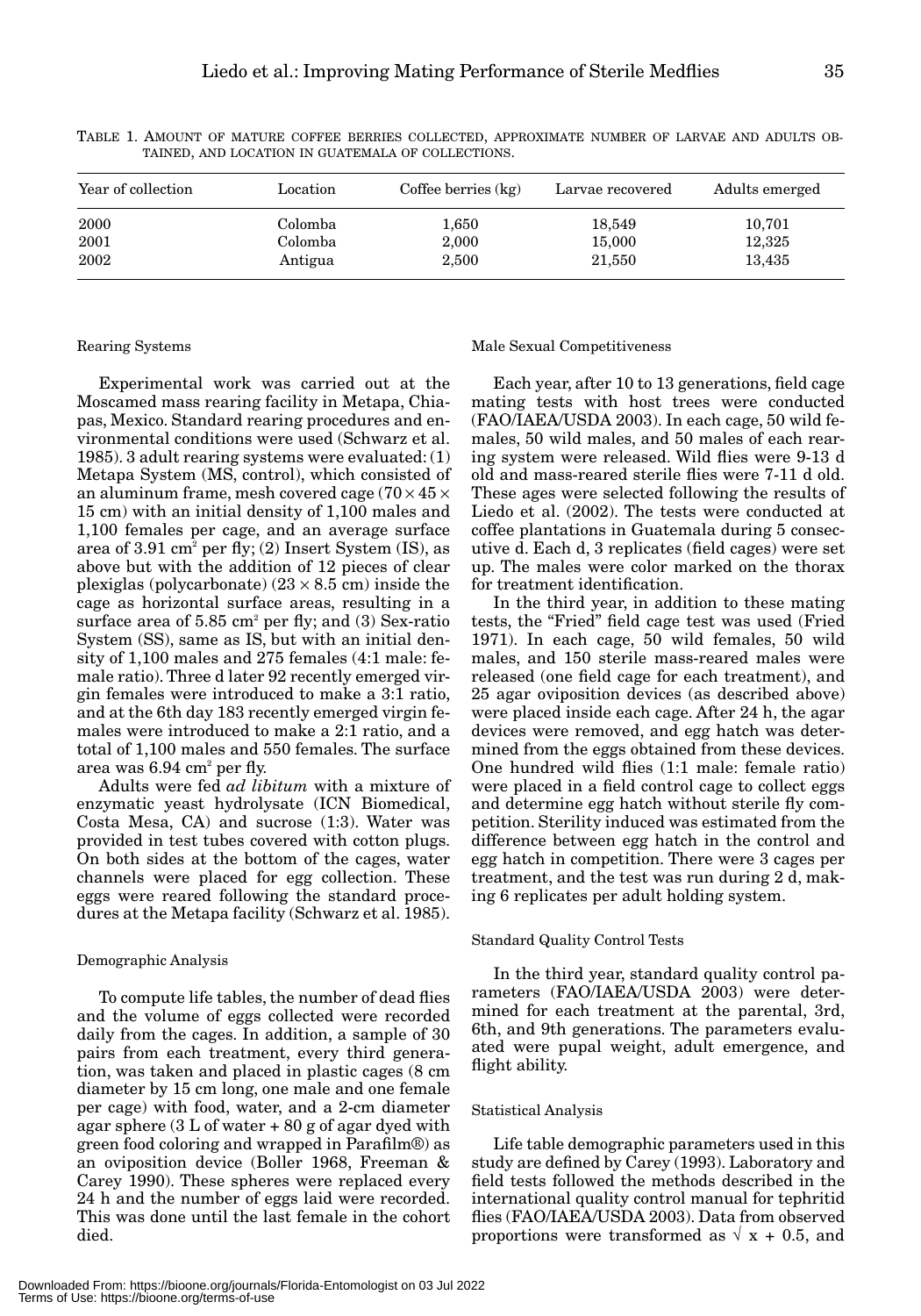TABLE 1. AMOUNT OF MATURE COFFEE BERRIES COLLECTED, APPROXIMATE NUMBER OF LARVAE AND ADULTS OBTAINED, AND LOCATION IN GUATEMALA OF COLLECTIONS.

| Year of collection | Location | Coffee berries (kg) | Larvae recovered | Adults emerged |
|---|---|---|---|---|
| 2000 | Colomba | 1,650 | 18,549 | 10,701 |
| 2001 | Colomba | 2,000 | 15,000 | 12,325 |
| 2002 | Antigua | 2,500 | 21,550 | 13,435 |

### Rearing Systems

Experimental work was carried out at the Moscamed mass rearing facility in Metapa, Chiapas, Mexico. Standard rearing procedures and environmental conditions were used (Schwarz et al. 1985). 3 adult rearing systems were evaluated: (1) Metapa System (MS, control), which consisted of an aluminum frame, mesh covered cage ($70 \times 45 \times 15$ cm) with an initial density of 1,100 males and 1,100 females per cage, and an average surface area of 3.91 $cm^2$ per fly; (2) Insert System (IS), as above but with the addition of 12 pieces of clear plexiglas (polycarbonate) ($23 \times 8.5$ cm) inside the cage as horizontal surface areas, resulting in a surface area of 5.85 $cm^2$ per fly; and (3) Sex-ratio System (SS), same as IS, but with an initial density of 1,100 males and 275 females (4:1 male: female ratio). Three d later 92 recently emerged virgin females were introduced to make a 3:1 ratio, and at the 6th day 183 recently emerged virgin females were introduced to make a 2:1 ratio, and a total of 1,100 males and 550 females. The surface area was 6.94 $cm^2$ per fly.

Adults were fed *ad libitum* with a mixture of enzymatic yeast hydrolysate (ICN Biomedical, Costa Mesa, CA) and sucrose (1:3). Water was provided in test tubes covered with cotton plugs. On both sides at the bottom of the cages, water channels were placed for egg collection. These eggs were reared following the standard procedures at the Metapa facility (Schwarz et al. 1985).

### Demographic Analysis

To compute life tables, the number of dead flies and the volume of eggs collected were recorded daily from the cages. In addition, a sample of 30 pairs from each treatment, every third generation, was taken and placed in plastic cages (8 cm diameter by 15 cm long, one male and one female per cage) with food, water, and a 2-cm diameter agar sphere (3 L of water + 80 g of agar dyed with green food coloring and wrapped in Parafilm®) as an oviposition device (Boller 1968, Freeman & Carey 1990). These spheres were replaced every 24 h and the number of eggs laid were recorded. This was done until the last female in the cohort died.

### Male Sexual Competitiveness

Each year, after 10 to 13 generations, field cage mating tests with host trees were conducted (FAO/IAEA/USDA 2003). In each cage, 50 wild females, 50 wild males, and 50 males of each rearing system were released. Wild flies were 9-13 d old and mass-reared sterile flies were 7-11 d old. These ages were selected following the results of Liedo et al. (2002). The tests were conducted at coffee plantations in Guatemala during 5 consecutive d. Each d, 3 replicates (field cages) were set up. The males were color marked on the thorax for treatment identification.

In the third year, in addition to these mating tests, the "Fried" field cage test was used (Fried 1971). In each cage, 50 wild females, 50 wild males, and 150 sterile mass-reared males were released (one field cage for each treatment), and 25 agar oviposition devices (as described above) were placed inside each cage. After 24 h, the agar devices were removed, and egg hatch was determined from the eggs obtained from these devices. One hundred wild flies (1:1 male: female ratio) were placed in a field control cage to collect eggs and determine egg hatch without sterile fly competition. Sterility induced was estimated from the difference between egg hatch in the control and egg hatch in competition. There were 3 cages per treatment, and the test was run during 2 d, making 6 replicates per adult holding system.

### Standard Quality Control Tests

In the third year, standard quality control parameters (FAO/IAEA/USDA 2003) were determined for each treatment at the parental, 3rd, 6th, and 9th generations. The parameters evaluated were pupal weight, adult emergence, and flight ability.

### Statistical Analysis

Life table demographic parameters used in this study are defined by Carey (1993). Laboratory and field tests followed the methods described in the international quality control manual for tephritid flies (FAO/IAEA/USDA 2003). Data from observed proportions were transformed as $\sqrt{x + 0.5}$, and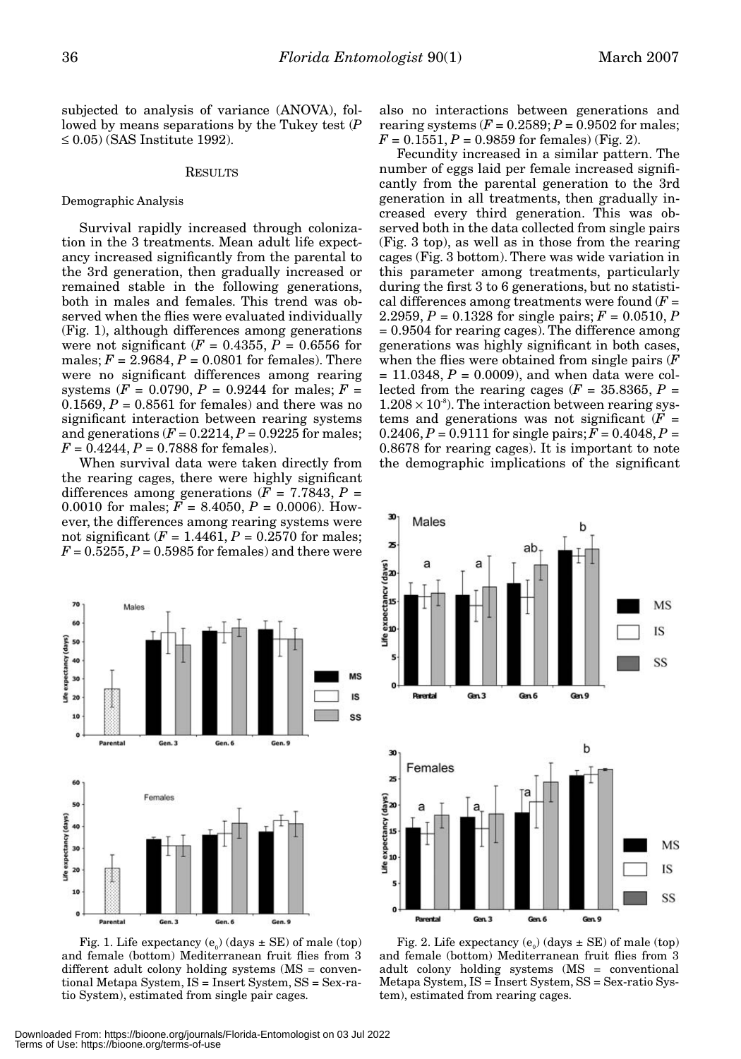subjected to analysis of variance (ANOVA), followed by means separations by the Tukey test ($P \leq 0.05$) (SAS Institute 1992).

## RESULTS

### Demographic Analysis

Survival rapidly increased through colonization in the 3 treatments. Mean adult life expectancy increased significantly from the parental to the 3rd generation, then gradually increased or remained stable in the following generations, both in males and females. This trend was observed when the flies were evaluated individually (Fig. 1), although differences among generations were not significant ($F = 0.4355$, $P = 0.6556$ for males; $F = 2.9684$, $P = 0.0801$ for females). There were no significant differences among rearing systems ($F = 0.0790$, $P = 0.9244$ for males; $F = 0.1569$, $P = 0.8561$ for females) and there was no significant interaction between rearing systems and generations ($F = 0.2214$, $P = 0.9225$ for males; $F = 0.4244$, $P = 0.7888$ for females).

When survival data were taken directly from the rearing cages, there were highly significant differences among generations ($F = 7.7843$, $P = 0.0010$ for males; $F = 8.4050$, $P = 0.0006$). However, the differences among rearing systems were not significant ($F = 1.4461$, $P = 0.2570$ for males; $F = 0.5255$, $P = 0.5985$ for females) and there were also no interactions between generations and rearing systems ($F = 0.2589$; $P = 0.9502$ for males; $F = 0.1551$, $P = 0.9859$ for females) (Fig. 2).

Fecundity increased in a similar pattern. The number of eggs laid per female increased significantly from the parental generation to the 3rd generation in all treatments, then gradually increased every third generation. This was observed both in the data collected from single pairs (Fig. 3 top), as well as in those from the rearing cages (Fig. 3 bottom). There was wide variation in this parameter among treatments, particularly during the first 3 to 6 generations, but no statistical differences among treatments were found ($F = 2.2959$, $P = 0.1328$ for single pairs; $F = 0.0510$, $P = 0.9504$ for rearing cages). The difference among generations was highly significant in both cases, when the flies were obtained from single pairs ($F = 11.0348$, $P = 0.0009$), and when data were collected from the rearing cages ($F = 35.8365$, $P = 1.208 \times 10^{-8}$). The interaction between rearing systems and generations was not significant ($F = 0.2406$, $P = 0.9111$ for single pairs; $F = 0.4048$, $P = 0.8678$ for rearing cages). It is important to note the demographic implications of the significant

Fig. 1. Life expectancy ($e_0$) (days ± SE) of male (top) and female (bottom) Mediterranean fruit flies from 3 different adult colony holding systems (MS = conventional Metapa System, IS = Insert System, SS = Sex-ratio System), estimated from single pair cages.

Fig. 2. Life expectancy ($e_0$) (days ± SE) of male (top) and female (bottom) Mediterranean fruit flies from 3 adult colony holding systems (MS = conventional Metapa System, IS = Insert System, SS = Sex-ratio System), estimated from rearing cages.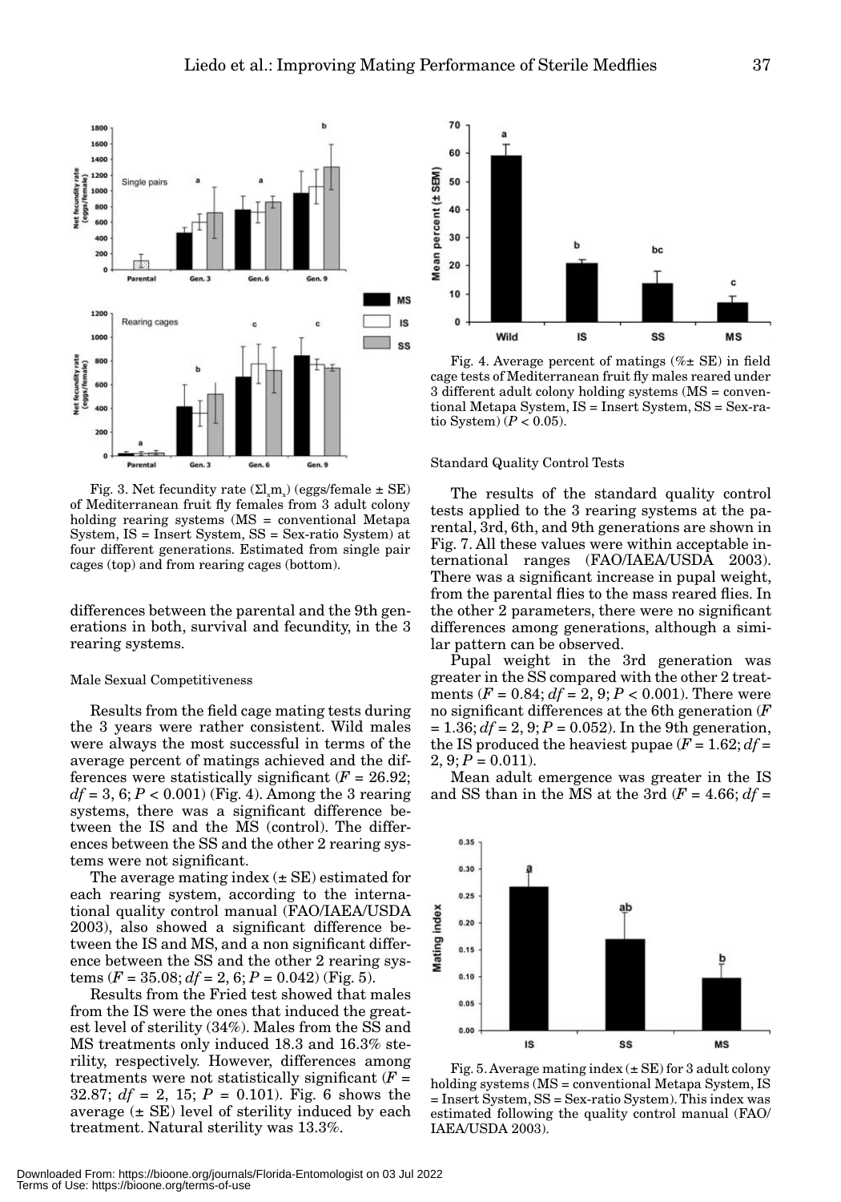Fig. 3. Net fecundity rate ($\Sigma l_x m_x$) (eggs/female ± SE) of Mediterranean fruit fly females from 3 adult colony holding rearing systems (MS = conventional Metapa System, IS = Insert System, SS = Sex-ratio System) at four different generations. Estimated from single pair cages (top) and from rearing cages (bottom).

differences between the parental and the 9th generations in both, survival and fecundity, in the 3 rearing systems.

Male Sexual Competitiveness

Results from the field cage mating tests during the 3 years were rather consistent. Wild males were always the most successful in terms of the average percent of matings achieved and the differences were statistically significant ($F = 26.92$; $df = 3, 6$; $P < 0.001$) (Fig. 4). Among the 3 rearing systems, there was a significant difference between the IS and the MS (control). The differences between the SS and the other 2 rearing systems were not significant.

The average mating index (± SE) estimated for each rearing system, according to the international quality control manual (FAO/IAEA/USDA 2003), also showed a significant difference between the IS and MS, and a non significant difference between the SS and the other 2 rearing systems ($F = 35.08$; $df = 2, 6$; $P = 0.042$) (Fig. 5).

Results from the Fried test showed that males from the IS were the ones that induced the greatest level of sterility (34%). Males from the SS and MS treatments only induced 18.3 and 16.3% sterility, respectively. However, differences among treatments were not statistically significant ($F = 32.87$; $df = 2, 15$; $P = 0.101$). Fig. 6 shows the average (± SE) level of sterility induced by each treatment. Natural sterility was 13.3%.

Fig. 4. Average percent of matings (%± SE) in field cage tests of Mediterranean fruit fly males reared under 3 different adult colony holding systems (MS = conventional Metapa System, IS = Insert System, SS = Sex-ratio System) ($P < 0.05$).

Standard Quality Control Tests

The results of the standard quality control tests applied to the 3 rearing systems at the parental, 3rd, 6th, and 9th generations are shown in Fig. 7. All these values were within acceptable international ranges (FAO/IAEA/USDA 2003). There was a significant increase in pupal weight, from the parental flies to the mass reared flies. In the other 2 parameters, there were no significant differences among generations, although a similar pattern can be observed.

Pupal weight in the 3rd generation was greater in the SS compared with the other 2 treatments ($F = 0.84$; $df = 2, 9$; $P < 0.001$). There were no significant differences at the 6th generation ($F = 1.36$; $df = 2, 9$; $P = 0.052$). In the 9th generation, the IS produced the heaviest pupae ($F = 1.62$; $df = 2, 9$; $P = 0.011$).

Mean adult emergence was greater in the IS and SS than in the MS at the 3rd ($F = 4.66$; $df =$

Fig. 5. Average mating index (± SE) for 3 adult colony holding systems (MS = conventional Metapa System, IS = Insert System, SS = Sex-ratio System). This index was estimated following the quality control manual (FAO/IAEA/USDA 2003).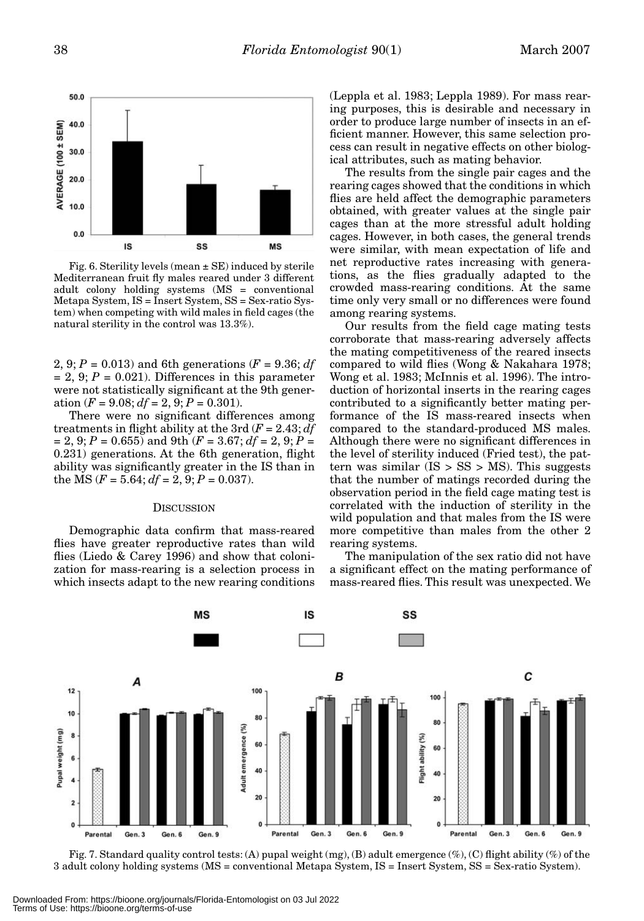Fig. 6. Sterility levels (mean ± SE) induced by sterile Mediterranean fruit fly males reared under 3 different adult colony holding systems (MS = conventional Metapa System, IS = Insert System, SS = Sex-ratio System) when competing with wild males in field cages (the natural sterility in the control was 13.3%).

2, 9; $P = 0.013$) and 6th generations ($F = 9.36$; $df = 2, 9$; $P = 0.021$). Differences in this parameter were not statistically significant at the 9th generation ($F = 9.08$; $df = 2, 9$; $P = 0.301$).

There were no significant differences among treatments in flight ability at the 3rd ($F = 2.43$; $df = 2, 9$; $P = 0.655$) and 9th ($F = 3.67$; $df = 2, 9$; $P = 0.231$) generations. At the 6th generation, flight ability was significantly greater in the IS than in the MS ($F = 5.64$; $df = 2, 9$; $P = 0.037$).

## DISCUSSION

Demographic data confirm that mass-reared flies have greater reproductive rates than wild flies (Liedo & Carey 1996) and show that colonization for mass-rearing is a selection process in which insects adapt to the new rearing conditions (Leppla et al. 1983; Leppla 1989). For mass rearing purposes, this is desirable and necessary in order to produce large number of insects in an efficient manner. However, this same selection process can result in negative effects on other biological attributes, such as mating behavior.

The results from the single pair cages and the rearing cages showed that the conditions in which flies are held affect the demographic parameters obtained, with greater values at the single pair cages than at the more stressful adult holding cages. However, in both cases, the general trends were similar, with mean expectation of life and net reproductive rates increasing with generations, as the flies gradually adapted to the crowded mass-rearing conditions. At the same time only very small or no differences were found among rearing systems.

Our results from the field cage mating tests corroborate that mass-rearing adversely affects the mating competitiveness of the reared insects compared to wild flies (Wong & Nakahara 1978; Wong et al. 1983; McInnis et al. 1996). The introduction of horizontal inserts in the rearing cages contributed to a significantly better mating performance of the IS mass-reared insects when compared to the standard-produced MS males. Although there were no significant differences in the level of sterility induced (Fried test), the pattern was similar (IS > SS > MS). This suggests that the number of matings recorded during the observation period in the field cage mating test is correlated with the induction of sterility in the wild population and that males from the IS were more competitive than males from the other 2 rearing systems.

The manipulation of the sex ratio did not have a significant effect on the mating performance of mass-reared flies. This result was unexpected. We

Fig. 7. Standard quality control tests: (A) pupal weight (mg), (B) adult emergence (%), (C) flight ability (%) of the 3 adult colony holding systems (MS = conventional Metapa System, IS = Insert System, SS = Sex-ratio System).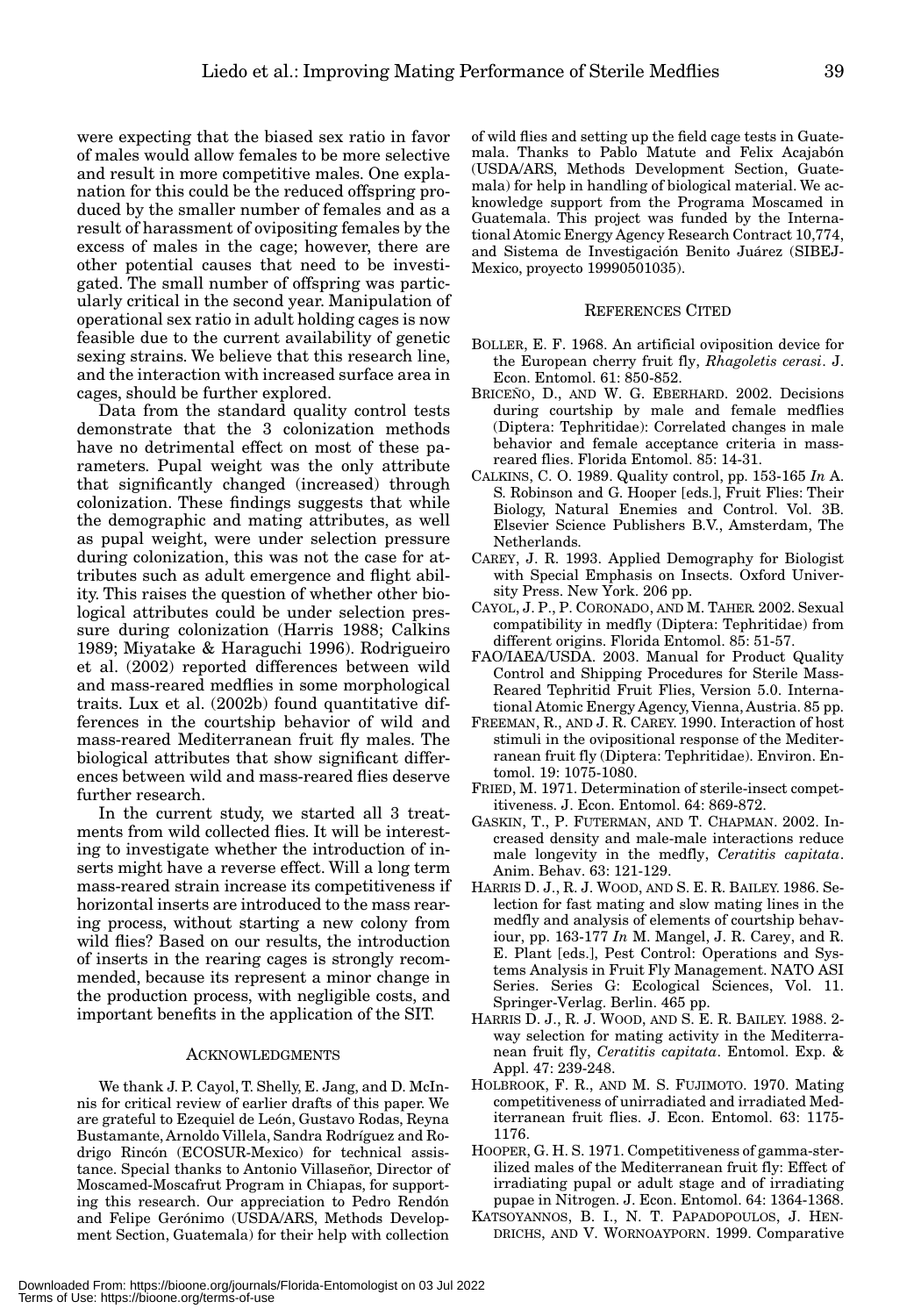were expecting that the biased sex ratio in favor of males would allow females to be more selective and result in more competitive males. One explanation for this could be the reduced offspring produced by the smaller number of females and as a result of harassment of ovipositing females by the excess of males in the cage; however, there are other potential causes that need to be investigated. The small number of offspring was particularly critical in the second year. Manipulation of operational sex ratio in adult holding cages is now feasible due to the current availability of genetic sexing strains. We believe that this research line, and the interaction with increased surface area in cages, should be further explored.

Data from the standard quality control tests demonstrate that the 3 colonization methods have no detrimental effect on most of these parameters. Pupal weight was the only attribute that significantly changed (increased) through colonization. These findings suggests that while the demographic and mating attributes, as well as pupal weight, were under selection pressure during colonization, this was not the case for attributes such as adult emergence and flight ability. This raises the question of whether other biological attributes could be under selection pressure during colonization (Harris 1988; Calkins 1989; Miyatake & Haraguchi 1996). Rodrigueiro et al. (2002) reported differences between wild and mass-reared medflies in some morphological traits. Lux et al. (2002b) found quantitative differences in the courtship behavior of wild and mass-reared Mediterranean fruit fly males. The biological attributes that show significant differences between wild and mass-reared flies deserve further research.

In the current study, we started all 3 treatments from wild collected flies. It will be interesting to investigate whether the introduction of inserts might have a reverse effect. Will a long term mass-reared strain increase its competitiveness if horizontal inserts are introduced to the mass rearing process, without starting a new colony from wild flies? Based on our results, the introduction of inserts in the rearing cages is strongly recommended, because its represent a minor change in the production process, with negligible costs, and important benefits in the application of the SIT.

## ACKNOWLEDGMENTS

We thank J. P. Cayol, T. Shelly, E. Jang, and D. McInnis for critical review of earlier drafts of this paper. We are grateful to Ezequiel de León, Gustavo Rodas, Reyna Bustamante, Arnoldo Villela, Sandra Rodríguez and Rodrigo Rincón (ECOSUR-Mexico) for technical assistance. Special thanks to Antonio Villaseñor, Director of Moscamed-Moscafrut Program in Chiapas, for supporting this research. Our appreciation to Pedro Rendón and Felipe Gerónimo (USDA/ARS, Methods Development Section, Guatemala) for their help with collection of wild flies and setting up the field cage tests in Guatemala. Thanks to Pablo Matute and Felix Acajabón (USDA/ARS, Methods Development Section, Guatemala) for help in handling of biological material. We acknowledge support from the Programa Moscamed in Guatemala. This project was funded by the International Atomic Energy Agency Research Contract 10,774, and Sistema de Investigación Benito Juárez (SIBEJ-Mexico, proyecto 19990501035).

## REFERENCES CITED

BOLLER, E. F. 1968. An artificial oviposition device for the European cherry fruit fly, *Rhagoletis cerasi*. J. Econ. Entomol. 61: 850-852.

BRICEÑO, D., AND W. G. EBERHARD. 2002. Decisions during courtship by male and female medflies (Diptera: Tephritidae): Correlated changes in male behavior and female acceptance criteria in mass-reared flies. Florida Entomol. 85: 14-31.

CALKINS, C. O. 1989. Quality control, pp. 153-165 *In* A. S. Robinson and G. Hooper [eds.], Fruit Flies: Their Biology, Natural Enemies and Control. Vol. 3B. Elsevier Science Publishers B.V., Amsterdam, The Netherlands.

CAREY, J. R. 1993. Applied Demography for Biologist with Special Emphasis on Insects. Oxford University Press. New York. 206 pp.

CAYOL, J. P., P. CORONADO, AND M. TAHER. 2002. Sexual compatibility in medfly (Diptera: Tephritidae) from different origins. Florida Entomol. 85: 51-57.

FAO/IAEA/USDA. 2003. Manual for Product Quality Control and Shipping Procedures for Sterile Mass-Reared Tephritid Fruit Flies, Version 5.0. International Atomic Energy Agency, Vienna, Austria. 85 pp.

FREEMAN, R., AND J. R. CAREY. 1990. Interaction of host stimuli in the ovipositional response of the Mediterranean fruit fly (Diptera: Tephritidae). Environ. Entomol. 19: 1075-1080.

FRIED, M. 1971. Determination of sterile-insect competitiveness. J. Econ. Entomol. 64: 869-872.

GASKIN, T., P. FUTERMAN, AND T. CHAPMAN. 2002. Increased density and male-male interactions reduce male longevity in the medfly, *Ceratitis capitata*. Anim. Behav. 63: 121-129.

HARRIS D. J., R. J. WOOD, AND S. E. R. BAILEY. 1986. Selection for fast mating and slow mating lines in the medfly and analysis of elements of courtship behaviour, pp. 163-177 *In* M. Mangel, J. R. Carey, and R. E. Plant [eds.], Pest Control: Operations and Systems Analysis in Fruit Fly Management. NATO ASI Series. Series G: Ecological Sciences, Vol. 11. Springer-Verlag. Berlin. 465 pp.

HARRIS D. J., R. J. WOOD, AND S. E. R. BAILEY. 1988. 2-way selection for mating activity in the Mediterranean fruit fly, *Ceratitis capitata*. Entomol. Exp. & Appl. 47: 239-248.

HOLBROOK, F. R., AND M. S. FUJIMOTO. 1970. Mating competitiveness of unirradiated and irradiated Mediterranean fruit flies. J. Econ. Entomol. 63: 1175-1176.

HOOPER, G. H. S. 1971. Competitiveness of gamma-sterilized males of the Mediterranean fruit fly: Effect of irradiating pupal or adult stage and of irradiating pupae in Nitrogen. J. Econ. Entomol. 64: 1364-1368.

KATSOYANNOS, B. I., N. T. PAPADOPOULOS, J. HENDRICHS, AND V. WORNOAYPORN. 1999. Comparative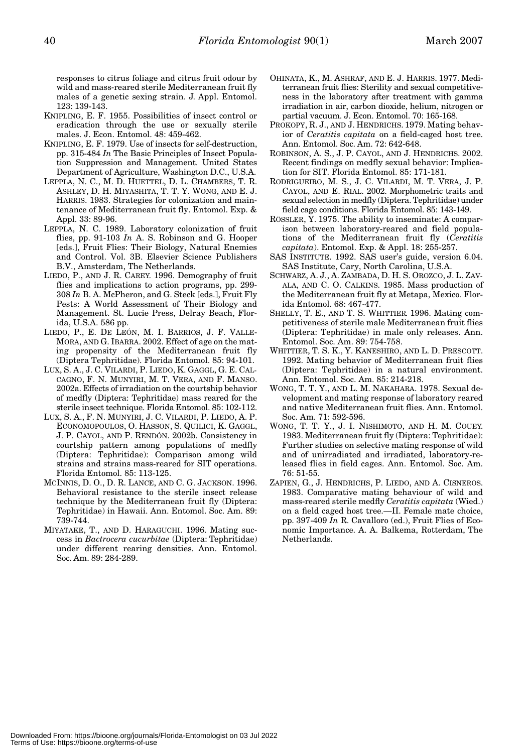responses to citrus foliage and citrus fruit odour by wild and mass-reared sterile Mediterranean fruit fly males of a genetic sexing strain. J. Appl. Entomol. 123: 139-143.

KNIPLING, E. F. 1955. Possibilities of insect control or eradication through the use or sexually sterile males. J. Econ. Entomol. 48: 459-462.

KNIPLING, E. F. 1979. Use of insects for self-destruction, pp. 315-484 *In* The Basic Principles of Insect Population Suppression and Management. United States Department of Agriculture, Washington D.C., U.S.A.

LEPPLA, N. C., M. D. HUETTEL, D. L. CHAMBERS, T. R. ASHLEY, D. H. MIYASHITA, T. T. Y. WONG, AND E. J. HARRIS. 1983. Strategies for colonization and maintenance of Mediterranean fruit fly. Entomol. Exp. & Appl. 33: 89-96.

LEPPLA, N. C. 1989. Laboratory colonization of fruit flies, pp. 91-103 *In* A. S. Robinson and G. Hooper [eds.], Fruit Flies: Their Biology, Natural Enemies and Control. Vol. 3B. Elsevier Science Publishers B.V., Amsterdam, The Netherlands.

LIEDO, P., AND J. R. CAREY. 1996. Demography of fruit flies and implications to action programs, pp. 299-308 *In* B. A. McPheron, and G. Steck [eds.], Fruit Fly Pests: A World Assessment of Their Biology and Management. St. Lucie Press, Delray Beach, Florida, U.S.A. 586 pp.

LIEDO, P., E. DE LEÓN, M. I. BARRIOS, J. F. VALLE-MORA, AND G. IBARRA. 2002. Effect of age on the mating propensity of the Mediterranean fruit fly (Diptera Tephritidae). Florida Entomol. 85: 94-101.

LUX, S. A., J. C. VILARDI, P. LIEDO, K. GAGGL, G. E. CALCAGNO, F. N. MUNYIRI, M. T. VERA, AND F. MANSO. 2002a. Effects of irradiation on the courtship behavior of medfly (Diptera: Tephritidae) mass reared for the sterile insect technique. Florida Entomol. 85: 102-112.

LUX, S. A., F. N. MUNYIRI, J. C. VILARDI, P. LIEDO, A. P. ECONOMOPOULOS, O. HASSON, S. QUILICI, K. GAGGL, J. P. CAYOL, AND P. RENDÓN. 2002b. Consistency in courtship pattern among populations of medfly (Diptera: Tephritidae): Comparison among wild strains and strains mass-reared for SIT operations. Florida Entomol. 85: 113-125.

MCINNIS, D. O., D. R. LANCE, AND C. G. JACKSON. 1996. Behavioral resistance to the sterile insect release technique by the Mediterranean fruit fly (Diptera: Tephritidae) in Hawaii. Ann. Entomol. Soc. Am. 89: 739-744.

MIYATAKE, T., AND D. HARAGUCHI. 1996. Mating success in *Bactrocera cucurbitae* (Diptera: Tephritidae) under different rearing densities. Ann. Entomol. Soc. Am. 89: 284-289.

OHINATA, K., M. ASHRAF, AND E. J. HARRIS. 1977. Mediterranean fruit flies: Sterility and sexual competitiveness in the laboratory after treatment with gamma irradiation in air, carbon dioxide, helium, nitrogen or partial vacuum. J. Econ. Entomol. 70: 165-168.

PROKOPY, R. J., AND J. HENDRICHS. 1979. Mating behavior of *Ceratitis capitata* on a field-caged host tree. Ann. Entomol. Soc. Am. 72: 642-648.

ROBINSON, A. S., J. P. CAYOL, AND J. HENDRICHS. 2002. Recent findings on medfly sexual behavior: Implication for SIT. Florida Entomol. 85: 171-181.

RODRIGUEIRO, M. S., J. C. VILARDI, M. T. VERA, J. P. CAYOL, AND E. RIAL. 2002. Morphometric traits and sexual selection in medfly (Diptera. Tephritidae) under field cage conditions. Florida Entomol. 85: 143-149.

RÖSSLER, Y. 1975. The ability to inseminate: A comparison between laboratory-reared and field populations of the Mediterranean fruit fly (*Ceratitis capitata*). Entomol. Exp. & Appl. 18: 255-257.

SAS INSTITUTE. 1992. SAS user's guide, version 6.04. SAS Institute, Cary, North Carolina, U.S.A.

SCHWARZ, A. J., A. ZAMBADA, D. H. S. OROZCO, J. L. ZAVALA, AND C. O. CALKINS. 1985. Mass production of the Mediterranean fruit fly at Metapa, Mexico. Florida Entomol. 68: 467-477.

SHELLY, T. E., AND T. S. WHITTIER. 1996. Mating competitiveness of sterile male Mediterranean fruit flies (Diptera: Tephritidae) in male only releases. Ann. Entomol. Soc. Am. 89: 754-758.

WHITTIER, T. S. K., Y. KANESHIRO, AND L. D. PRESCOTT. 1992. Mating behavior of Mediterranean fruit flies (Diptera: Tephritidae) in a natural environment. Ann. Entomol. Soc. Am. 85: 214-218.

WONG, T. T. Y., AND L. M. NAKAHARA. 1978. Sexual development and mating response of laboratory reared and native Mediterranean fruit flies. Ann. Entomol. Soc. Am. 71: 592-596.

WONG, T. T. Y., J. I. NISHIMOTO, AND H. M. COUEY. 1983. Mediterranean fruit fly (Diptera: Tephritidae): Further studies on selective mating response of wild and of unirradiated and irradiated, laboratory-released flies in field cages. Ann. Entomol. Soc. Am. 76: 51-55.

ZAPIEN, G., J. HENDRICHS, P. LIEDO, AND A. CISNEROS. 1983. Comparative mating behaviour of wild and mass-reared sterile medfly *Ceratitis capitata* (Wied.) on a field caged host tree.—II. Female mate choice, pp. 397-409 *In* R. Cavalloro (ed.), Fruit Flies of Economic Importance. A. A. Balkema, Rotterdam, The Netherlands.